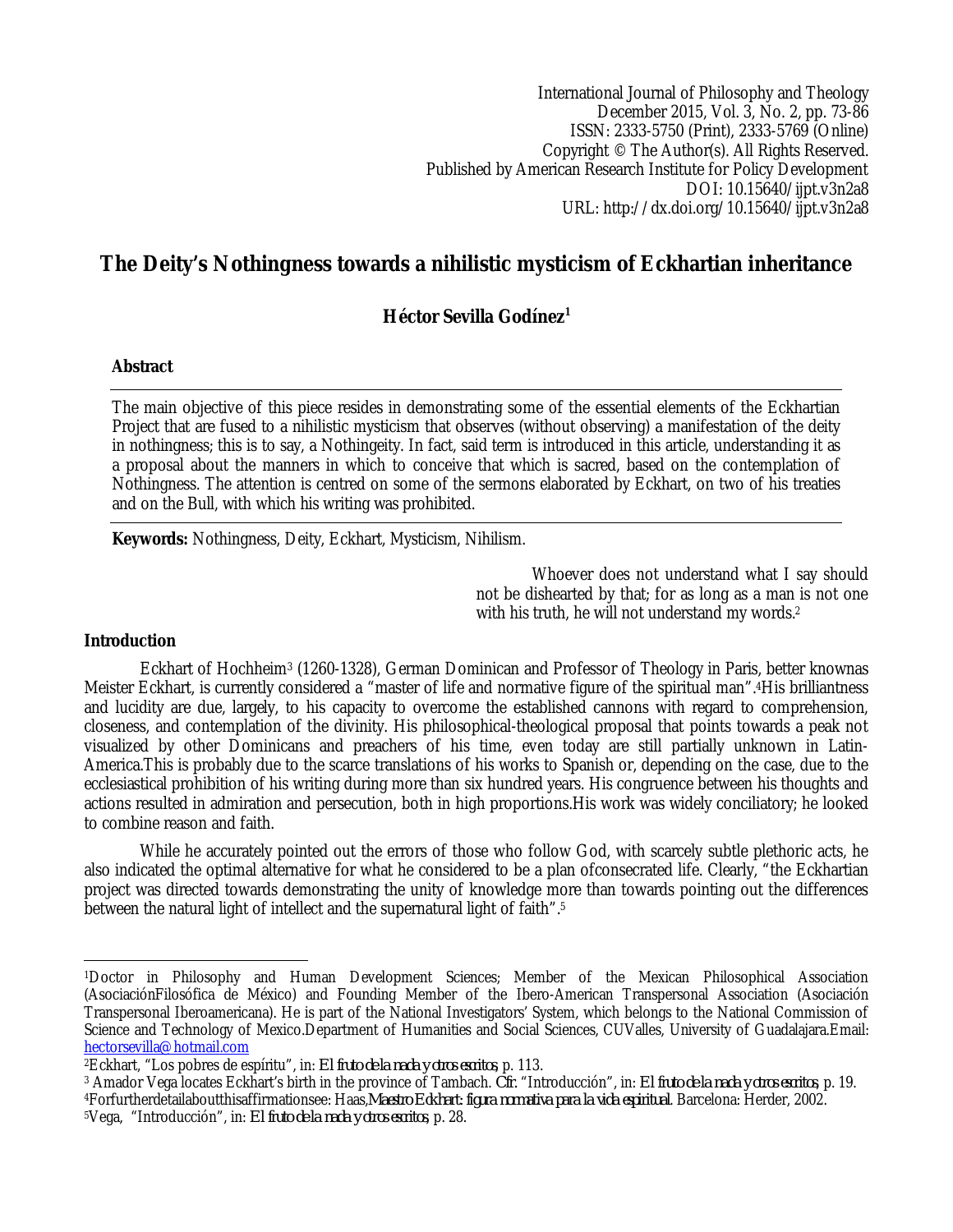International Journal of Philosophy and Theology
December 2015, Vol. 3, No. 2, pp. 73-86
ISSN: 2333-5750 (Print), 2333-5769 (Online)
Copyright © The Author(s). All Rights Reserved.
Published by American Research Institute for Policy Development
DOI: 10.15640/ijpt.v3n2a8
URL: http://dx.doi.org/10.15640/ijpt.v3n2a8

# The Deity's Nothingness towards a nihilistic mysticism of Eckhartian inheritance

**Héctor Sevilla Godínez[1]**

**Abstract**

The main objective of this piece resides in demonstrating some of the essential elements of the Eckhartian Project that are fused to a nihilistic mysticism that observes (without observing) a manifestation of the deity in nothingness; this is to say, a Nothingeity. In fact, said term is introduced in this article, understanding it as a proposal about the manners in which to conceive that which is sacred, based on the contemplation of Nothingness. The attention is centred on some of the sermons elaborated by Eckhart, on two of his treaties and on the Bull, with which his writing was prohibited.

**Keywords:** Nothingness, Deity, Eckhart, Mysticism, Nihilism.

> Whoever does not understand what I say should not be disheartened by that; for as long as a man is not one with his truth, he will not understand my words.[2]

## Introduction

Eckhart of Hochheim[3] (1260-1328), German Dominican and Professor of Theology in Paris, better knownas Meister Eckhart, is currently considered a "master of life and normative figure of the spiritual man".[4]His brilliantness and lucidity are due, largely, to his capacity to overcome the established cannons with regard to comprehension, closeness, and contemplation of the divinity. His philosophical-theological proposal that points towards a peak not visualized by other Dominicans and preachers of his time, even today are still partially unknown in Latin-America.This is probably due to the scarce translations of his works to Spanish or, depending on the case, due to the ecclesiastical prohibition of his writing during more than six hundred years. His congruence between his thoughts and actions resulted in admiration and persecution, both in high proportions.His work was widely conciliatory; he looked to combine reason and faith.

While he accurately pointed out the errors of those who follow God, with scarcely subtle plethoric acts, he also indicated the optimal alternative for what he considered to be a plan ofconsecrated life. Clearly, "the Eckhartian project was directed towards demonstrating the unity of knowledge more than towards pointing out the differences between the natural light of intellect and the supernatural light of faith".[5]

---

[1]Doctor in Philosophy and Human Development Sciences; Member of the Mexican Philosophical Association (AsociaciónFilosófica de México) and Founding Member of the Ibero-American Transpersonal Association (Asociación Transpersonal Iberoamericana). He is part of the National Investigators' System, which belongs to the National Commission of Science and Technology of Mexico.Department of Humanities and Social Sciences, CUValles, University of Guadalajara.Email: hectorsevilla@hotmail.com

[2]Eckhart, "Los pobres de espíritu", in: *El fruto de la nada y otros escritos*, p. 113.

[3] Amador Vega locates Eckhart's birth in the province of Tambach. *Cfr.* "Introducción", in: *El fruto de la nada y otros escritos*, p. 19.

[4]Forfurtherdetailaboutthisaffirmationsee: Haas,*Maestro Eckhart: figura normativa para la vida espiritual*. Barcelona: Herder, 2002.

[5]Vega, "Introducción", in: *El fruto de la nada y otros escritos*, p. 28.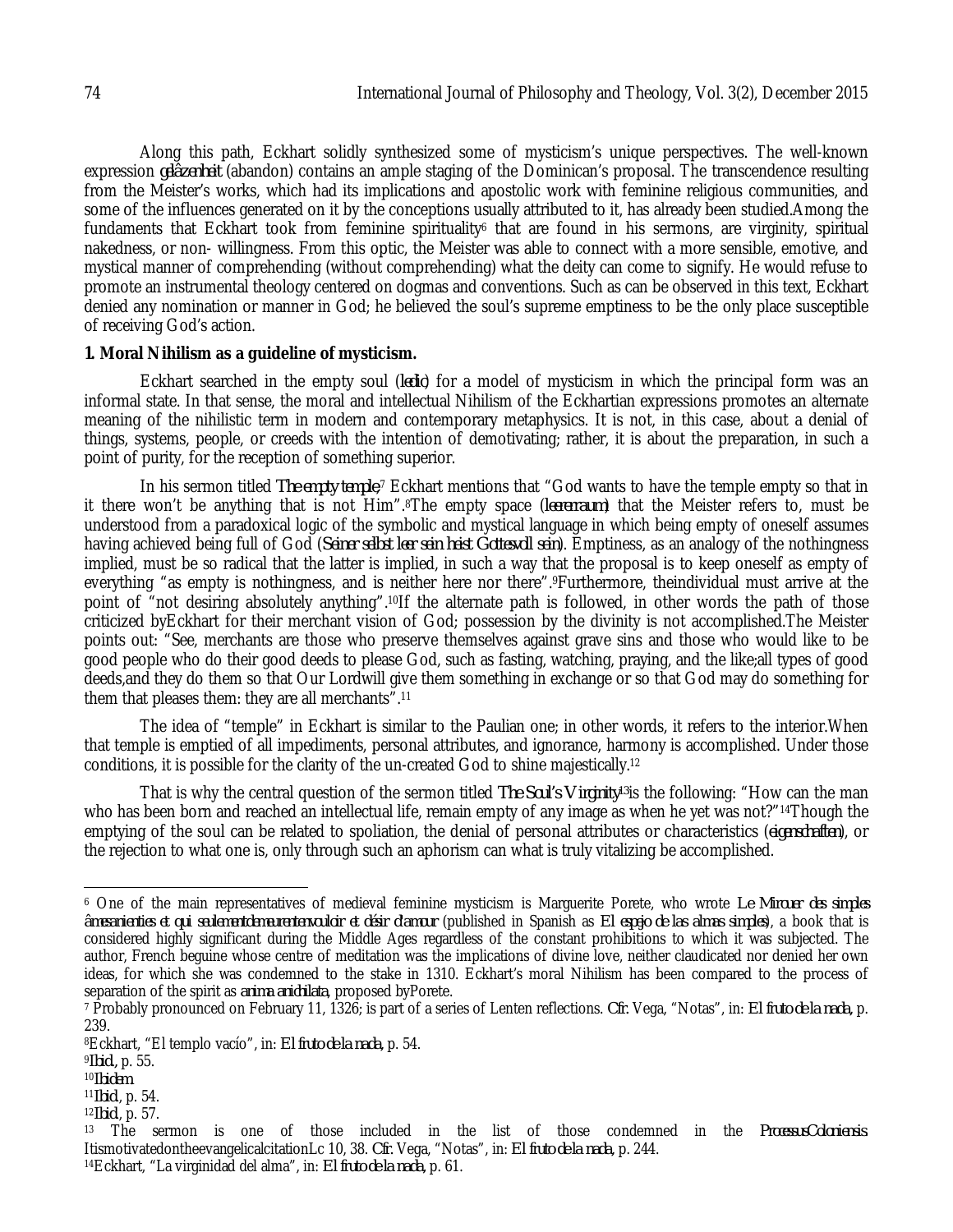Along this path, Eckhart solidly synthesized some of mysticism's unique perspectives. The well-known expression *gelâzenheit* (abandon) contains an ample staging of the Dominican's proposal. The transcendence resulting from the Meister's works, which had its implications and apostolic work with feminine religious communities, and some of the influences generated on it by the conceptions usually attributed to it, has already been studied.Among the fundaments that Eckhart took from feminine spirituality[6] that are found in his sermons, are virginity, spiritual nakedness, or non- willingness. From this optic, the Meister was able to connect with a more sensible, emotive, and mystical manner of comprehending (without comprehending) what the deity can come to signify. He would refuse to promote an instrumental theology centered on dogmas and conventions. Such as can be observed in this text, Eckhart denied any nomination or manner in God; he believed the soul's supreme emptiness to be the only place susceptible of receiving God's action.

**1. Moral Nihilism as a guideline of mysticism.**

Eckhart searched in the empty soul (*ledic*) for a model of mysticism in which the principal form was an informal state. In that sense, the moral and intellectual Nihilism of the Eckhartian expressions promotes an alternate meaning of the nihilistic term in modern and contemporary metaphysics. It is not, in this case, about a denial of things, systems, people, or creeds with the intention of demotivating; rather, it is about the preparation, in such a point of purity, for the reception of something superior.

In his sermon titled *The empty temple*,[7] Eckhart mentions that "God wants to have the temple empty so that in it there won't be anything that is not Him".[8]The empty space (*leererraum*) that the Meister refers to, must be understood from a paradoxical logic of the symbolic and mystical language in which being empty of oneself assumes having achieved being full of God (*Seiner selbst leer sein heist Gottesvoll sein*). Emptiness, as an analogy of the nothingness implied, must be so radical that the latter is implied, in such a way that the proposal is to keep oneself as empty of everything "as empty is nothingness, and is neither here nor there".[9]Furthermore, theindividual must arrive at the point of "not desiring absolutely anything".[10]If the alternate path is followed, in other words the path of those criticized byEckhart for their merchant vision of God; possession by the divinity is not accomplished.The Meister points out: "See, merchants are those who preserve themselves against grave sins and those who would like to be good people who do their good deeds to please God, such as fasting, watching, praying, and the like;all types of good deeds,and they do them so that Our Lordwill give them something in exchange or so that God may do something for them that pleases them: they are all merchants".[11]

The idea of "temple" in Eckhart is similar to the Paulian one; in other words, it refers to the interior.When that temple is emptied of all impediments, personal attributes, and ignorance, harmony is accomplished. Under those conditions, it is possible for the clarity of the un-created God to shine majestically.[12]

That is why the central question of the sermon titled *The Soul's Virginity*[13]is the following: "How can the man who has been born and reached an intellectual life, remain empty of any image as when he yet was not?"[14]Though the emptying of the soul can be related to spoliation, the denial of personal attributes or characteristics (*eigenschaften*), or the rejection to what one is, only through such an aphorism can what is truly vitalizing be accomplished.

---

[6] One of the main representatives of medieval feminine mysticism is Marguerite Porete, who wrote *Le Mirouer des simples âmesanienties et qui seulementdemeurentenvouloir et désir d'amour* (published in Spanish as *El espejo de las almas simples*), a book that is considered highly significant during the Middle Ages regardless of the constant prohibitions to which it was subjected. The author, French beguine whose centre of meditation was the implications of divine love, neither claudicated nor denied her own ideas, for which she was condemned to the stake in 1310. Eckhart's moral Nihilism has been compared to the process of separation of the spirit as *anima anichilata*, proposed byPorete.

[7] Probably pronounced on February 11, 1326; is part of a series of Lenten reflections. *Cfr.* Vega, "Notas", in: *El fruto de la nada*, p. 239.

[8] Eckhart, "El templo vacío", in: *El fruto de la nada*, p. 54.

[9] *Ibid.*, p. 55.

[10] *Ibidem.*

[11] *Ibid*, p. 54.

[12] *Ibid*, p. 57.

[13] The sermon is one of those included in the list of those condemned in the *ProcessusColoniensis*. ItismotivatedontheevangelicalcitationLc 10, 38. *Cfr.* Vega, "Notas", in: *El fruto de la nada*, p. 244.

[14] Eckhart, "La virginidad del alma", in: *El fruto de la nada*, p. 61.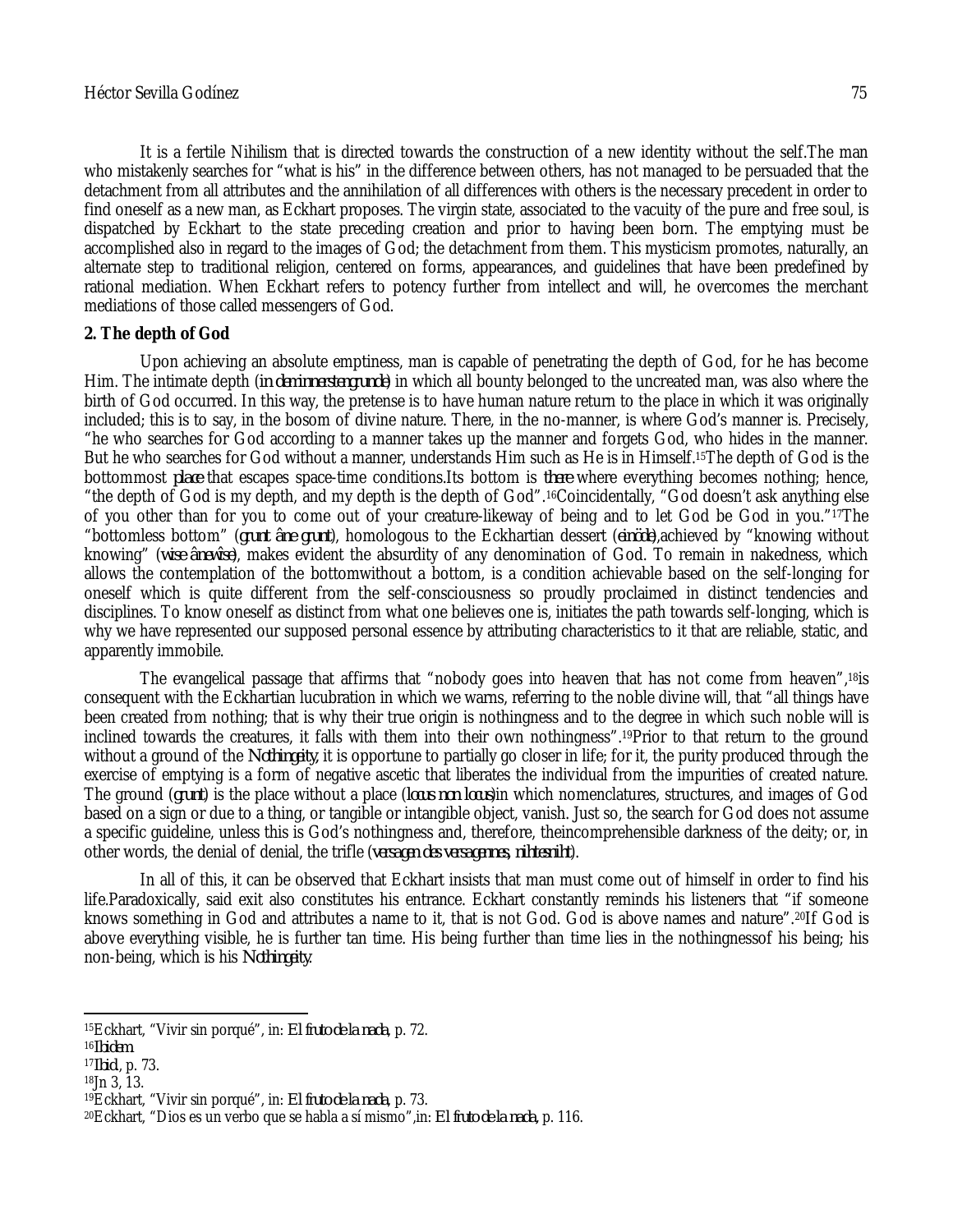It is a fertile Nihilism that is directed towards the construction of a new identity without the self.The man who mistakenly searches for "what is his" in the difference between others, has not managed to be persuaded that the detachment from all attributes and the annihilation of all differences with others is the necessary precedent in order to find oneself as a new man, as Eckhart proposes. The virgin state, associated to the vacuity of the pure and free soul, is dispatched by Eckhart to the state preceding creation and prior to having been born. The emptying must be accomplished also in regard to the images of God; the detachment from them. This mysticism promotes, naturally, an alternate step to traditional religion, centered on forms, appearances, and guidelines that have been predefined by rational mediation. When Eckhart refers to potency further from intellect and will, he overcomes the merchant mediations of those called messengers of God.

## 2. The depth of God

Upon achieving an absolute emptiness, man is capable of penetrating the depth of God, for he has become Him. The intimate depth (*in deminnerstengrunde*) in which all bounty belonged to the uncreated man, was also where the birth of God occurred. In this way, the pretense is to have human nature return to the place in which it was originally included; this is to say, in the bosom of divine nature. There, in the no-manner, is where God's manner is. Precisely, "he who searches for God according to a manner takes up the manner and forgets God, who hides in the manner. But he who searches for God without a manner, understands Him such as He is in Himself.[15]The depth of God is the bottommost *place* that escapes space-time conditions.Its bottom is *there* where everything becomes nothing; hence, "the depth of God is my depth, and my depth is the depth of God".[16]Coincidentally, "God doesn't ask anything else of you other than for you to come out of your creature-likeway of being and to let God be God in you."[17]The "bottomless bottom" (*grunt âne grunt*), homologous to the Eckhartian dessert (*einöde*),achieved by "knowing without knowing" (*wise ânewîse*), makes evident the absurdity of any denomination of God. To remain in nakedness, which allows the contemplation of the bottomwithout a bottom, is a condition achievable based on the self-longing for oneself which is quite different from the self-consciousness so proudly proclaimed in distinct tendencies and disciplines. To know oneself as distinct from what one believes one is, initiates the path towards self-longing, which is why we have represented our supposed personal essence by attributing characteristics to it that are reliable, static, and apparently immobile.

The evangelical passage that affirms that "nobody goes into heaven that has not come from heaven",[18]is consequent with the Eckhartian lucubration in which we warns, referring to the noble divine will, that "all things have been created from nothing; that is why their true origin is nothingness and to the degree in which such noble will is inclined towards the creatures, it falls with them into their own nothingness".[19]Prior to that return to the ground without a ground of the *Nothingeity*, it is opportune to partially go closer in life; for it, the purity produced through the exercise of emptying is a form of negative ascetic that liberates the individual from the impurities of created nature. The ground (*grunt*) is the place without a place (*locus non locus*)in which nomenclatures, structures, and images of God based on a sign or due to a thing, or tangible or intangible object, vanish. Just so, the search for God does not assume a specific guideline, unless this is God's nothingness and, therefore, theincomprehensible darkness of the deity; or, in other words, the denial of denial, the trifle (*versagen des versagennes, nihtesniht*).

In all of this, it can be observed that Eckhart insists that man must come out of himself in order to find his life.Paradoxically, said exit also constitutes his entrance. Eckhart constantly reminds his listeners that "if someone knows something in God and attributes a name to it, that is not God. God is above names and nature".[20]If God is above everything visible, he is further tan time. His being further than time lies in the nothingnessof his being; his non-being, which is his *Nothingeity*.

---

[15]Eckhart, "Vivir sin porqué", in: *El fruto de la nada*, p. 72.
[16]*Ibidem*.
[17]*Ibid*, p. 73.
[18]Jn 3, 13.
[19]Eckhart, "Vivir sin porqué", in: *El fruto de la nada*, p. 73.
[20]Eckhart, "Dios es un verbo que se habla a sí mismo",in: *El fruto de la nada*, p. 116.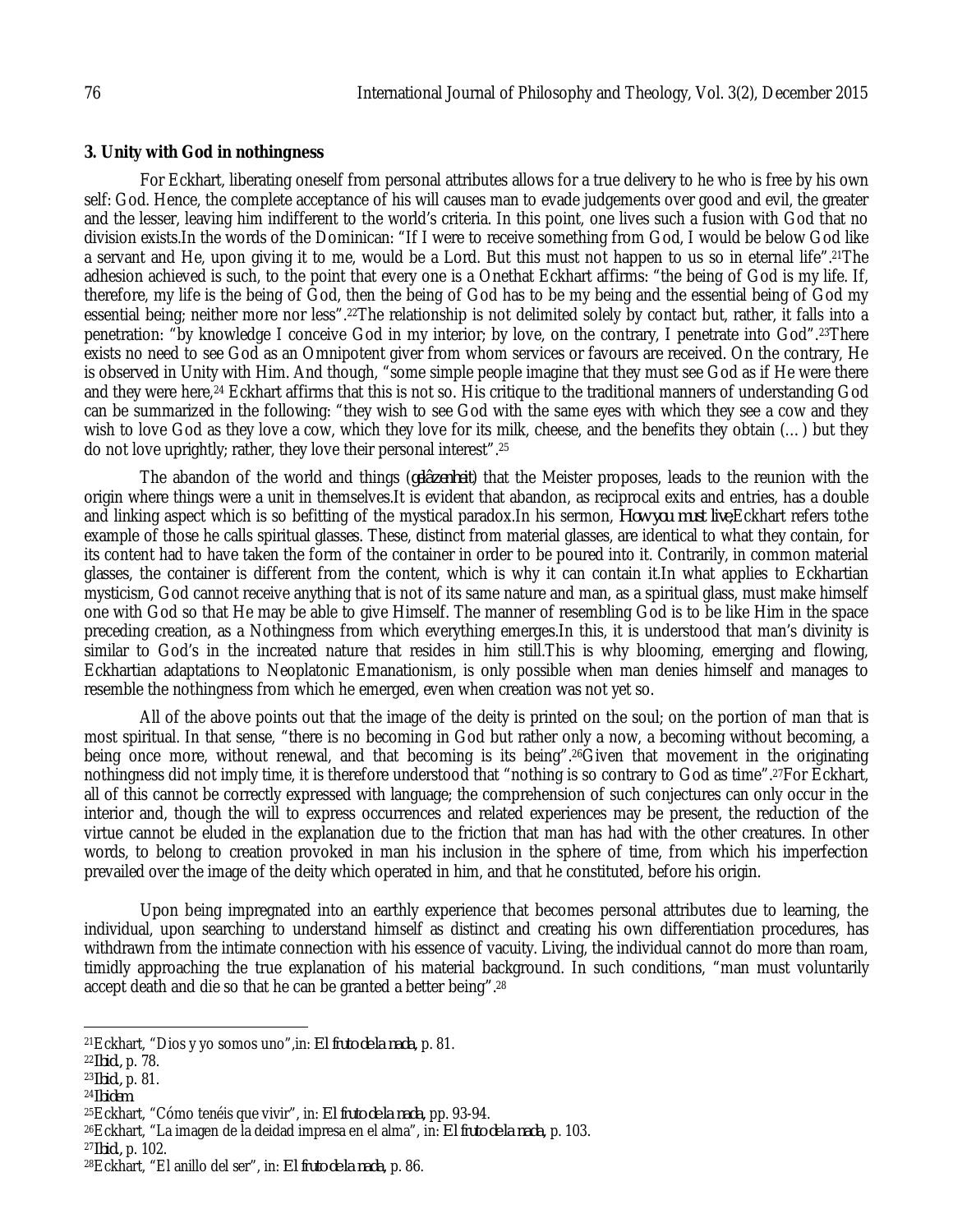### 3. Unity with God in nothingness

For Eckhart, liberating oneself from personal attributes allows for a true delivery to he who is free by his own self: God. Hence, the complete acceptance of his will causes man to evade judgements over good and evil, the greater and the lesser, leaving him indifferent to the world's criteria. In this point, one lives such a fusion with God that no division exists.In the words of the Dominican: "If I were to receive something from God, I would be below God like a servant and He, upon giving it to me, would be a Lord. But this must not happen to us so in eternal life".[21]The adhesion achieved is such, to the point that every one is a Onethat Eckhart affirms: "the being of God is my life. If, therefore, my life is the being of God, then the being of God has to be my being and the essential being of God my essential being; neither more nor less".[22]The relationship is not delimited solely by contact but, rather, it falls into a penetration: "by knowledge I conceive God in my interior; by love, on the contrary, I penetrate into God".[23]There exists no need to see God as an Omnipotent giver from whom services or favours are received. On the contrary, He is observed in Unity with Him. And though, "some simple people imagine that they must see God as if He were there and they were here,[24] Eckhart affirms that this is not so. His critique to the traditional manners of understanding God can be summarized in the following: "they wish to see God with the same eyes with which they see a cow and they wish to love God as they love a cow, which they love for its milk, cheese, and the benefits they obtain (…) but they do not love uprightly; rather, they love their personal interest".[25]

The abandon of the world and things (*gelâzenheit*) that the Meister proposes, leads to the reunion with the origin where things were a unit in themselves.It is evident that abandon, as reciprocal exits and entries, has a double and linking aspect which is so befitting of the mystical paradox.In his sermon, *How you must live,*Eckhart refers tothe example of those he calls spiritual glasses. These, distinct from material glasses, are identical to what they contain, for its content had to have taken the form of the container in order to be poured into it. Contrarily, in common material glasses, the container is different from the content, which is why it can contain it.In what applies to Eckhartian mysticism, God cannot receive anything that is not of its same nature and man, as a spiritual glass, must make himself one with God so that He may be able to give Himself. The manner of resembling God is to be like Him in the space preceding creation, as a Nothingness from which everything emerges.In this, it is understood that man's divinity is similar to God's in the increated nature that resides in him still.This is why blooming, emerging and flowing, Eckhartian adaptations to Neoplatonic Emanationism, is only possible when man denies himself and manages to resemble the nothingness from which he emerged, even when creation was not yet so.

All of the above points out that the image of the deity is printed on the soul; on the portion of man that is most spiritual. In that sense, "there is no becoming in God but rather only a now, a becoming without becoming, a being once more, without renewal, and that becoming is its being".[26]Given that movement in the originating nothingness did not imply time, it is therefore understood that "nothing is so contrary to God as time".[27]For Eckhart, all of this cannot be correctly expressed with language; the comprehension of such conjectures can only occur in the interior and, though the will to express occurrences and related experiences may be present, the reduction of the virtue cannot be eluded in the explanation due to the friction that man has had with the other creatures. In other words, to belong to creation provoked in man his inclusion in the sphere of time, from which his imperfection prevailed over the image of the deity which operated in him, and that he constituted, before his origin.

Upon being impregnated into an earthly experience that becomes personal attributes due to learning, the individual, upon searching to understand himself as distinct and creating his own differentiation procedures, has withdrawn from the intimate connection with his essence of vacuity. Living, the individual cannot do more than roam, timidly approaching the true explanation of his material background. In such conditions, "man must voluntarily accept death and die so that he can be granted a better being".[28]

---

[21]Eckhart, "Dios y yo somos uno",in: *El fruto de la nada*, p. 81.

[22]*Ibid.*, p. 78.

[23]*Ibid.*, p. 81.

[24]*Ibidem.*

[25]Eckhart, "Cómo tenéis que vivir", in: *El fruto de la nada*, pp. 93-94.

[26]Eckhart, "La imagen de la deidad impresa en el alma", in: *El fruto de la nada*, p. 103.

[27]*Ibid.*, p. 102.

[28]Eckhart, "El anillo del ser", in: *El fruto de la nada*, p. 86.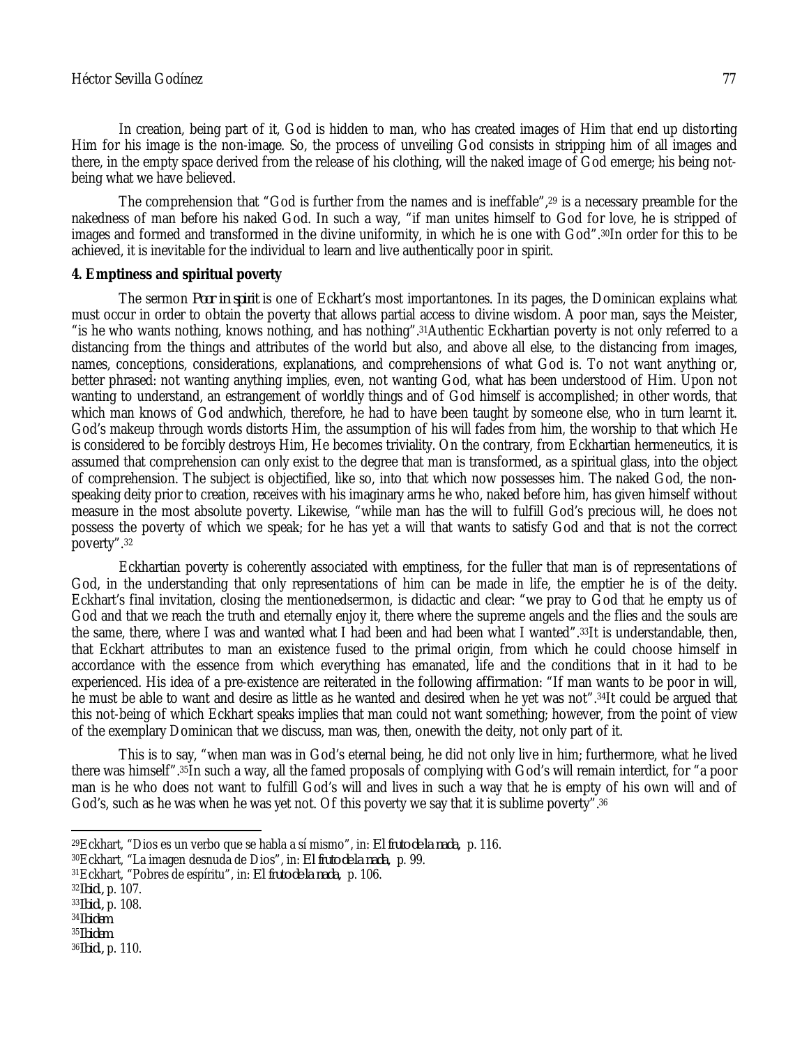In creation, being part of it, God is hidden to man, who has created images of Him that end up distorting Him for his image is the non-image. So, the process of unveiling God consists in stripping him of all images and there, in the empty space derived from the release of his clothing, will the naked image of God emerge; his being not-being what we have believed.

The comprehension that "God is further from the names and is ineffable",[29] is a necessary preamble for the nakedness of man before his naked God. In such a way, "if man unites himself to God for love, he is stripped of images and formed and transformed in the divine uniformity, in which he is one with God".[30] In order for this to be achieved, it is inevitable for the individual to learn and live authentically poor in spirit.

**4. Emptiness and spiritual poverty**

The sermon *Poor in spirit* is one of Eckhart's most importantones. In its pages, the Dominican explains what must occur in order to obtain the poverty that allows partial access to divine wisdom. A poor man, says the Meister, "is he who wants nothing, knows nothing, and has nothing".[31] Authentic Eckhartian poverty is not only referred to a distancing from the things and attributes of the world but also, and above all else, to the distancing from images, names, conceptions, considerations, explanations, and comprehensions of what God is. To not want anything or, better phrased: not wanting anything implies, even, not wanting God, what has been understood of Him. Upon not wanting to understand, an estrangement of worldly things and of God himself is accomplished; in other words, that which man knows of God andwhich, therefore, he had to have been taught by someone else, who in turn learnt it. God's makeup through words distorts Him, the assumption of his will fades from him, the worship to that which He is considered to be forcibly destroys Him, He becomes triviality. On the contrary, from Eckhartian hermeneutics, it is assumed that comprehension can only exist to the degree that man is transformed, as a spiritual glass, into the object of comprehension. The subject is objectified, like so, into that which now possesses him. The naked God, the non-speaking deity prior to creation, receives with his imaginary arms he who, naked before him, has given himself without measure in the most absolute poverty. Likewise, "while man has the will to fulfill God's precious will, he does not possess the poverty of which we speak; for he has yet a will that wants to satisfy God and that is not the correct poverty".[32]

Eckhartian poverty is coherently associated with emptiness, for the fuller that man is of representations of God, in the understanding that only representations of him can be made in life, the emptier he is of the deity. Eckhart's final invitation, closing the mentionedsermon, is didactic and clear: "we pray to God that he empty us of God and that we reach the truth and eternally enjoy it, there where the supreme angels and the flies and the souls are the same, there, where I was and wanted what I had been and had been what I wanted".[33] It is understandable, then, that Eckhart attributes to man an existence fused to the primal origin, from which he could choose himself in accordance with the essence from which everything has emanated, life and the conditions that in it had to be experienced. His idea of a pre-existence are reiterated in the following affirmation: "If man wants to be poor in will, he must be able to want and desire as little as he wanted and desired when he yet was not".[34] It could be argued that this not-being of which Eckhart speaks implies that man could not want something; however, from the point of view of the exemplary Dominican that we discuss, man was, then, onewith the deity, not only part of it.

This is to say, "when man was in God's eternal being, he did not only live in him; furthermore, what he lived there was himself".[35] In such a way, all the famed proposals of complying with God's will remain interdict, for "a poor man is he who does not want to fulfill God's will and lives in such a way that he is empty of his own will and of God's, such as he was when he was yet not. Of this poverty we say that it is sublime poverty".[36]

---

[29] Eckhart, "Dios es un verbo que se habla a sí mismo", in: *El fruto de la nada*, p. 116.

[30] Eckhart, "La imagen desnuda de Dios", in: *El fruto de la nada*, p. 99.

[31] Eckhart, "Pobres de espíritu", in: *El fruto de la nada*, p. 106.

[32] *Ibid.*, p. 107.

[33] *Ibid.*, p. 108.

[34] *Ibidem.*

[35] *Ibidem.*

[36] *Ibid.*, p. 110.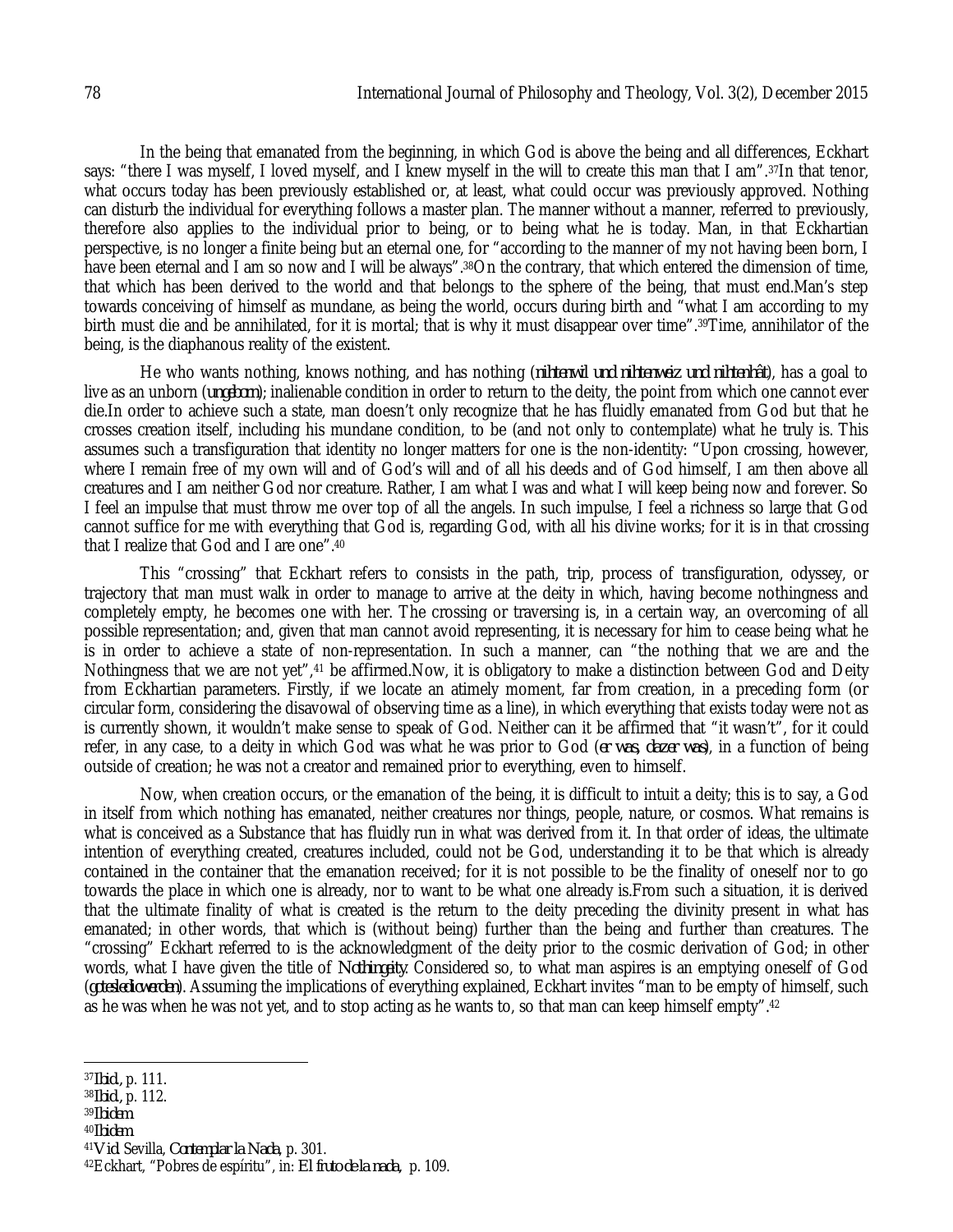In the being that emanated from the beginning, in which God is above the being and all differences, Eckhart says: "there I was myself, I loved myself, and I knew myself in the will to create this man that I am".[37]In that tenor, what occurs today has been previously established or, at least, what could occur was previously approved. Nothing can disturb the individual for everything follows a master plan. The manner without a manner, referred to previously, therefore also applies to the individual prior to being, or to being what he is today. Man, in that Eckhartian perspective, is no longer a finite being but an eternal one, for "according to the manner of my not having been born, I have been eternal and I am so now and I will be always".[38]On the contrary, that which entered the dimension of time, that which has been derived to the world and that belongs to the sphere of the being, that must end.Man's step towards conceiving of himself as mundane, as being the world, occurs during birth and "what I am according to my birth must die and be annihilated, for it is mortal; that is why it must disappear over time".[39]Time, annihilator of the being, is the diaphanous reality of the existent.

He who wants nothing, knows nothing, and has nothing (*nihtenwil und nihtenweiz und nihtenhât*), has a goal to live as an unborn (*ungeborn*); inalienable condition in order to return to the deity, the point from which one cannot ever die.In order to achieve such a state, man doesn't only recognize that he has fluidly emanated from God but that he crosses creation itself, including his mundane condition, to be (and not only to contemplate) what he truly is. This assumes such a transfiguration that identity no longer matters for one is the non-identity: "Upon crossing, however, where I remain free of my own will and of God's will and of all his deeds and of God himself, I am then above all creatures and I am neither God nor creature. Rather, I am what I was and what I will keep being now and forever. So I feel an impulse that must throw me over top of all the angels. In such impulse, I feel a richness so large that God cannot suffice for me with everything that God is, regarding God, with all his divine works; for it is in that crossing that I realize that God and I are one".[40]

This "crossing" that Eckhart refers to consists in the path, trip, process of transfiguration, odyssey, or trajectory that man must walk in order to manage to arrive at the deity in which, having become nothingness and completely empty, he becomes one with her. The crossing or traversing is, in a certain way, an overcoming of all possible representation; and, given that man cannot avoid representing, it is necessary for him to cease being what he is in order to achieve a state of non-representation. In such a manner, can "the nothing that we are and the Nothingness that we are not yet",[41] be affirmed.Now, it is obligatory to make a distinction between God and Deity from Eckhartian parameters. Firstly, if we locate an atimely moment, far from creation, in a preceding form (or circular form, considering the disavowal of observing time as a line), in which everything that exists today were not as is currently shown, it wouldn't make sense to speak of God. Neither can it be affirmed that "it wasn't", for it could refer, in any case, to a deity in which God was what he was prior to God (*er was, daz er was*), in a function of being outside of creation; he was not a creator and remained prior to everything, even to himself.

Now, when creation occurs, or the emanation of the being, it is difficult to intuit a deity; this is to say, a God in itself from which nothing has emanated, neither creatures nor things, people, nature, or cosmos. What remains is what is conceived as a Substance that has fluidly run in what was derived from it. In that order of ideas, the ultimate intention of everything created, creatures included, could not be God, understanding it to be that which is already contained in the container that the emanation received; for it is not possible to be the finality of oneself nor to go towards the place in which one is already, nor to want to be what one already is.From such a situation, it is derived that the ultimate finality of what is created is the return to the deity preceding the divinity present in what has emanated; in other words, that which is (without being) further than the being and further than creatures. The "crossing" Eckhart referred to is the acknowledgment of the deity prior to the cosmic derivation of God; in other words, what I have given the title of *Nothingeity*. Considered so, to what man aspires is an emptying oneself of God (*goteslediewerden*). Assuming the implications of everything explained, Eckhart invites "man to be empty of himself, such as he was when he was not yet, and to stop acting as he wants to, so that man can keep himself empty".[42]

---

[37]*Ibid.*, p. 111.
[38]*Ibid.*, p. 112.
[39]*Ibidem.*
[40]*Ibidem.*
[41]Vid. Sevilla, *Contemplar la Nada*, p. 301.
[42]Eckhart, "Pobres de espíritu", in: *El fruto de la nada*, p. 109.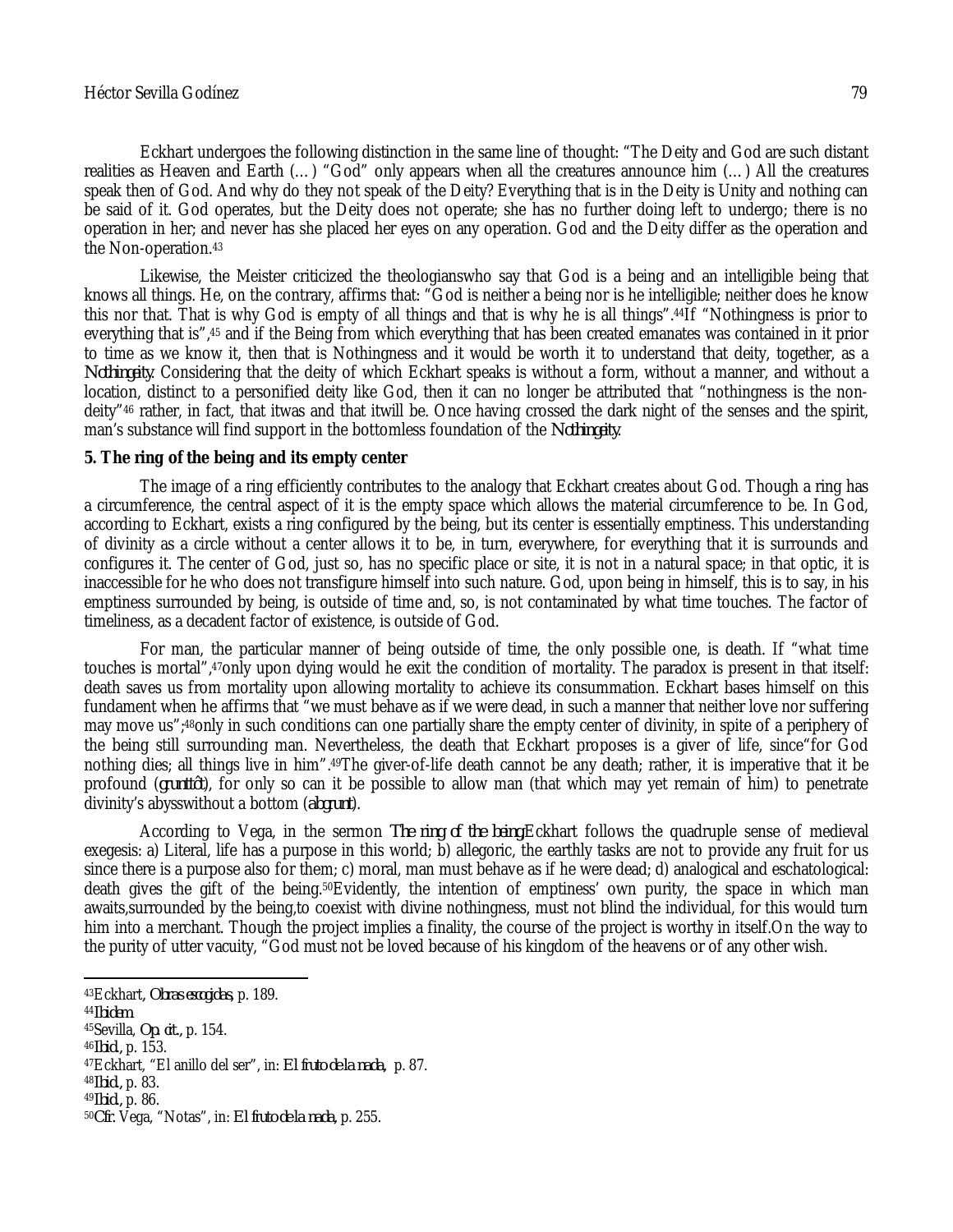Eckhart undergoes the following distinction in the same line of thought: "The Deity and God are such distant realities as Heaven and Earth (…) "God" only appears when all the creatures announce him (…) All the creatures speak then of God. And why do they not speak of the Deity? Everything that is in the Deity is Unity and nothing can be said of it. God operates, but the Deity does not operate; she has no further doing left to undergo; there is no operation in her; and never has she placed her eyes on any operation. God and the Deity differ as the operation and the Non-operation.[43]

Likewise, the Meister criticized the theologianswho say that God is a being and an intelligible being that knows all things. He, on the contrary, affirms that: "God is neither a being nor is he intelligible; neither does he know this nor that. That is why God is empty of all things and that is why he is all things".[44]If "Nothingness is prior to everything that is",[45] and if the Being from which everything that has been created emanates was contained in it prior to time as we know it, then that is Nothingness and it would be worth it to understand that deity, together, as a *Nothingeity.* Considering that the deity of which Eckhart speaks is without a form, without a manner, and without a location, distinct to a personified deity like God, then it can no longer be attributed that "nothingness is the non-deity"[46] rather, in fact, that itwas and that itwill be. Once having crossed the dark night of the senses and the spirit, man's substance will find support in the bottomless foundation of the *Nothingeity.*

**5. The ring of the being and its empty center**

The image of a ring efficiently contributes to the analogy that Eckhart creates about God. Though a ring has a circumference, the central aspect of it is the empty space which allows the material circumference to be. In God, according to Eckhart, exists a ring configured by the being, but its center is essentially emptiness. This understanding of divinity as a circle without a center allows it to be, in turn, everywhere, for everything that it is surrounds and configures it. The center of God, just so, has no specific place or site, it is not in a natural space; in that optic, it is inaccessible for he who does not transfigure himself into such nature. God, upon being in himself, this is to say, in his emptiness surrounded by being, is outside of time and, so, is not contaminated by what time touches. The factor of timeliness, as a decadent factor of existence, is outside of God.

For man, the particular manner of being outside of time, the only possible one, is death. If "what time touches is mortal",[47]only upon dying would he exit the condition of mortality. The paradox is present in that itself: death saves us from mortality upon allowing mortality to achieve its consummation. Eckhart bases himself on this fundament when he affirms that "we must behave as if we were dead, in such a manner that neither love nor suffering may move us";[48]only in such conditions can one partially share the empty center of divinity, in spite of a periphery of the being still surrounding man. Nevertheless, the death that Eckhart proposes is a giver of life, since"for God nothing dies; all things live in him".[49]The giver-of-life death cannot be any death; rather, it is imperative that it be profound (*grunttôt*), for only so can it be possible to allow man (that which may yet remain of him) to penetrate divinity's abysswithout a bottom (*abgrunt*).

According to Vega, in the sermon *The ring of the being*Eckhart follows the quadruple sense of medieval exegesis: a) Literal, life has a purpose in this world; b) allegoric, the earthly tasks are not to provide any fruit for us since there is a purpose also for them; c) moral, man must behave as if he were dead; d) analogical and eschatological: death gives the gift of the being.[50]Evidently, the intention of emptiness' own purity, the space in which man awaits,surrounded by the being,to coexist with divine nothingness, must not blind the individual, for this would turn him into a merchant. Though the project implies a finality, the course of the project is worthy in itself.On the way to the purity of utter vacuity, "God must not be loved because of his kingdom of the heavens or of any other wish.

---

[43]Eckhart, *Obras escogidas*, p. 189.
[44]*Ibidem*.
[45]Sevilla, *Op. cit.*, p. 154.
[46]*Ibid.*, p. 153.
[47]Eckhart, "El anillo del ser", in: *El fruto de la nada*, p. 87.
[48]*Ibid.*, p. 83.
[49]*Ibid.*, p. 86.
[50]*Cfr.* Vega, "Notas", in: *El fruto de la nada*, p. 255.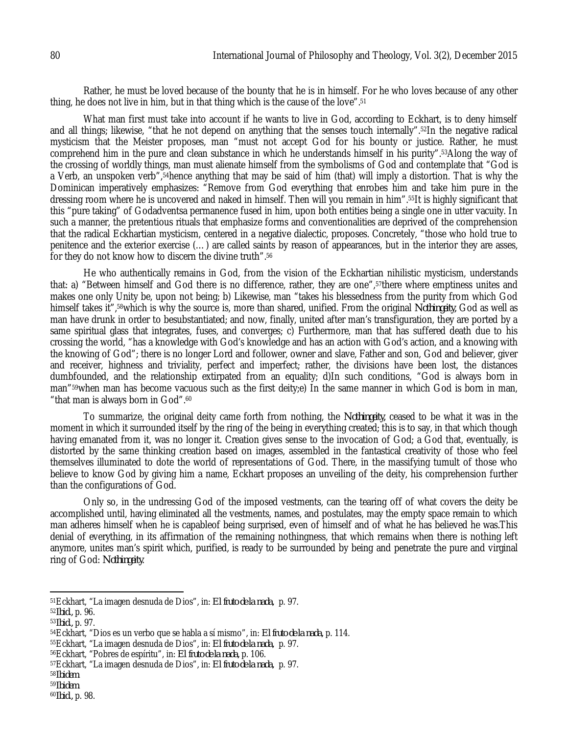Rather, he must be loved because of the bounty that he is in himself. For he who loves because of any other thing, he does not live in him, but in that thing which is the cause of the love".[51]

What man first must take into account if he wants to live in God, according to Eckhart, is to deny himself and all things; likewise, "that he not depend on anything that the senses touch internally".[52]In the negative radical mysticism that the Meister proposes, man "must not accept God for his bounty or justice. Rather, he must comprehend him in the pure and clean substance in which he understands himself in his purity".[53]Along the way of the crossing of worldly things, man must alienate himself from the symbolisms of God and contemplate that "God is a Verb, an unspoken verb",[54]hence anything that may be said of him (that) will imply a distortion. That is why the Dominican imperatively emphasizes: "Remove from God everything that enrobes him and take him pure in the dressing room where he is uncovered and naked in himself. Then will you remain in him".[55]It is highly significant that this "pure taking" of Godadventsa permanence fused in him, upon both entities being a single one in utter vacuity. In such a manner, the pretentious rituals that emphasize forms and conventionalities are deprived of the comprehension that the radical Eckhartian mysticism, centered in a negative dialectic, proposes. Concretely, "those who hold true to penitence and the exterior exercise (…) are called saints by reason of appearances, but in the interior they are asses, for they do not know how to discern the divine truth".[56]

He who authentically remains in God, from the vision of the Eckhartian nihilistic mysticism, understands that: a) "Between himself and God there is no difference, rather, they are one",[57]there where emptiness unites and makes one only Unity be, upon not being; b) Likewise, man "takes his blessedness from the purity from which God himself takes it",[58]which is why the source is, more than shared, unified. From the original *Nothingeity*, God as well as man have drunk in order to besubstantiated; and now, finally, united after man's transfiguration, they are ported by a same spiritual glass that integrates, fuses, and converges; c) Furthermore, man that has suffered death due to his crossing the world, "has a knowledge with God's knowledge and has an action with God's action, and a knowing with the knowing of God"; there is no longer Lord and follower, owner and slave, Father and son, God and believer, giver and receiver, highness and triviality, perfect and imperfect; rather, the divisions have been lost, the distances dumbfounded, and the relationship extirpated from an equality; d)In such conditions, "God is always born in man"[59]when man has become vacuous such as the first deity;e) In the same manner in which God is born in man, "that man is always born in God".[60]

To summarize, the original deity came forth from nothing, the *Nothingeity*, ceased to be what it was in the moment in which it surrounded itself by the ring of the being in everything created; this is to say, in that which though having emanated from it, was no longer it. Creation gives sense to the invocation of God; a God that, eventually, is distorted by the same thinking creation based on images, assembled in the fantastical creativity of those who feel themselves illuminated to dote the world of representations of God. There, in the massifying tumult of those who believe to know God by giving him a name, Eckhart proposes an unveiling of the deity, his comprehension further than the configurations of God.

Only so, in the undressing God of the imposed vestments, can the tearing off of what covers the deity be accomplished until, having eliminated all the vestments, names, and postulates, may the empty space remain to which man adheres himself when he is capableof being surprised, even of himself and of what he has believed he was.This denial of everything, in its affirmation of the remaining nothingness, that which remains when there is nothing left anymore, unites man's spirit which, purified, is ready to be surrounded by being and penetrate the pure and virginal ring of God: *Nothingeity*.

---

[51]Eckhart, "La imagen desnuda de Dios", in: *El fruto de la nada*, p. 97.

[52]*Ibid.*, p. 96.

[53]*Ibid.*, p. 97.

[54]Eckhart, "Dios es un verbo que se habla a sí mismo", in: *El fruto de la nada*, p. 114.

[55]Eckhart, "La imagen desnuda de Dios", in: *El fruto de la nada*, p. 97.

[56]Eckhart, "Pobres de espíritu", in: *El fruto de la nada*, p. 106.

[57]Eckhart, "La imagen desnuda de Dios", in: *El fruto de la nada*, p. 97.

[58]*Ibidem*.

[59]*Ibidem*.

[60]*Ibid.*, p. 98.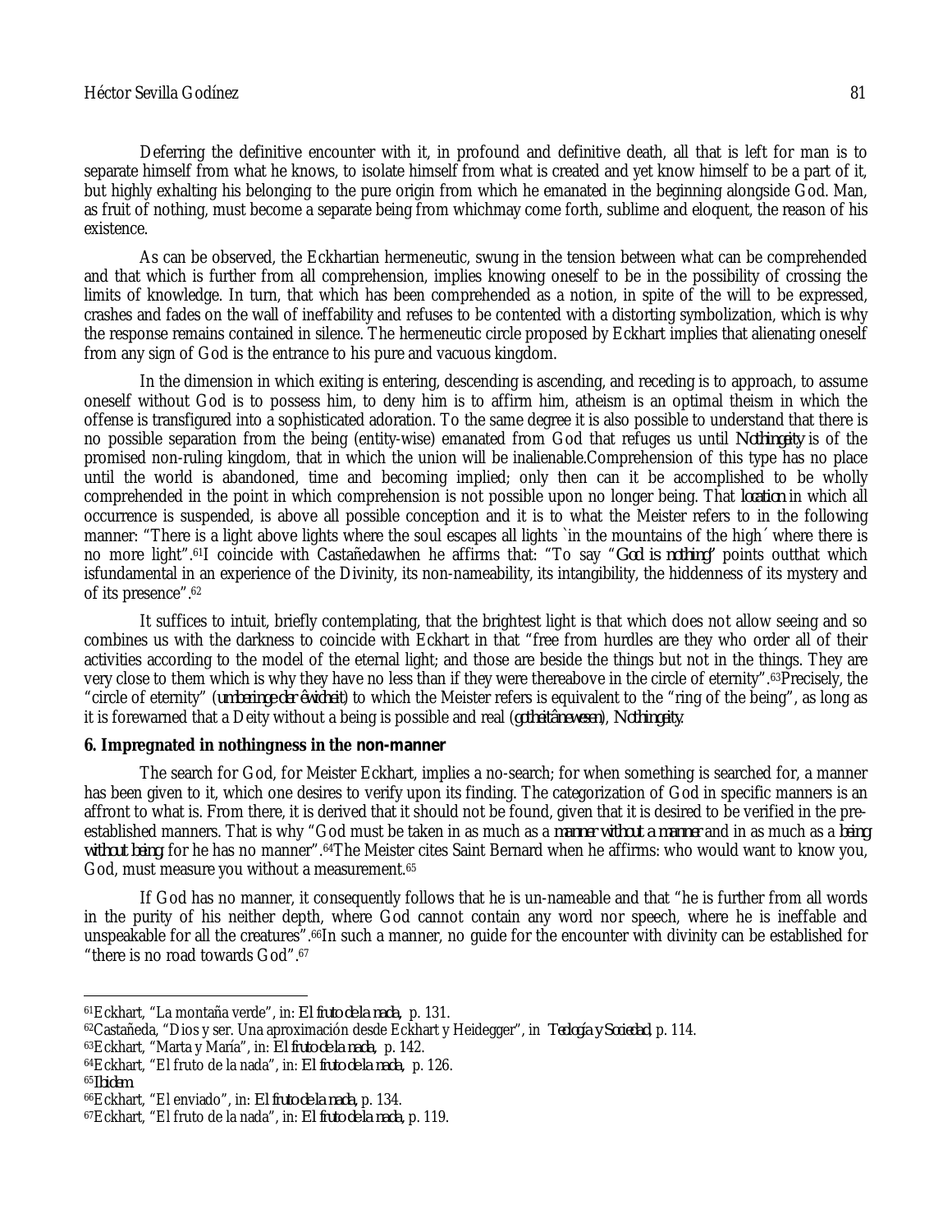Deferring the definitive encounter with it, in profound and definitive death, all that is left for man is to separate himself from what he knows, to isolate himself from what is created and yet know himself to be a part of it, but highly exhalting his belonging to the pure origin from which he emanated in the beginning alongside God. Man, as fruit of nothing, must become a separate being from whichmay come forth, sublime and eloquent, the reason of his existence.

As can be observed, the Eckhartian hermeneutic, swung in the tension between what can be comprehended and that which is further from all comprehension, implies knowing oneself to be in the possibility of crossing the limits of knowledge. In turn, that which has been comprehended as a notion, in spite of the will to be expressed, crashes and fades on the wall of ineffability and refuses to be contented with a distorting symbolization, which is why the response remains contained in silence. The hermeneutic circle proposed by Eckhart implies that alienating oneself from any sign of God is the entrance to his pure and vacuous kingdom.

In the dimension in which exiting is entering, descending is ascending, and receding is to approach, to assume oneself without God is to possess him, to deny him is to affirm him, atheism is an optimal theism in which the offense is transfigured into a sophisticated adoration. To the same degree it is also possible to understand that there is no possible separation from the being (entity-wise) emanated from God that refuges us until *Nothingeity* is of the promised non-ruling kingdom, that in which the union will be inalienable.Comprehension of this type has no place until the world is abandoned, time and becoming implied; only then can it be accomplished to be wholly comprehended in the point in which comprehension is not possible upon no longer being. That *location* in which all occurrence is suspended, is above all possible conception and it is to what the Meister refers to in the following manner: "There is a light above lights where the soul escapes all lights `in the mountains of the high´ where there is no more light".[61]I coincide with Castañedawhen he affirms that: "To say "*God is nothing*" points outthat which isfundamental in an experience of the Divinity, its non-nameability, its intangibility, the hiddenness of its mystery and of its presence".[62]

It suffices to intuit, briefly contemplating, that the brightest light is that which does not allow seeing and so combines us with the darkness to coincide with Eckhart in that "free from hurdles are they who order all of their activities according to the model of the eternal light; and those are beside the things but not in the things. They are very close to them which is why they have no less than if they were thereabove in the circle of eternity".[63]Precisely, the "circle of eternity" (*umberinge der êwicheit*) to which the Meister refers is equivalent to the "ring of the being", as long as it is forewarned that a Deity without a being is possible and real (*gotheitâne wesen*), *Nothingeity*.

### 6. Impregnated in nothingness in the *non-manner*

The search for God, for Meister Eckhart, implies a no-search; for when something is searched for, a manner has been given to it, which one desires to verify upon its finding. The categorization of God in specific manners is an affront to what is. From there, it is derived that it should not be found, given that it is desired to be verified in the pre-established manners. That is why "God must be taken in as much as a *manner without a manner* and in as much as a *being without being* for he has no manner".[64]The Meister cites Saint Bernard when he affirms: who would want to know you, God, must measure you without a measurement.[65]

If God has no manner, it consequently follows that he is un-nameable and that "he is further from all words in the purity of his neither depth, where God cannot contain any word nor speech, where he is ineffable and unspeakable for all the creatures".[66]In such a manner, no guide for the encounter with divinity can be established for "there is no road towards God".[67]

---

[61]Eckhart, "La montaña verde", in: *El fruto de la nada*, p. 131.

[62]Castañeda, "Dios y ser. Una aproximación desde Eckhart y Heidegger", in *Teología y Sociedad*, p. 114.

[63]Eckhart, "Marta y María", in: *El fruto de la nada*, p. 142.

[64]Eckhart, "El fruto de la nada", in: *El fruto de la nada*, p. 126.

[65]*Ibidem*.

[66]Eckhart, "El enviado", in: *El fruto de la nada*, p. 134.

[67]Eckhart, "El fruto de la nada", in: *El fruto de la nada*, p. 119.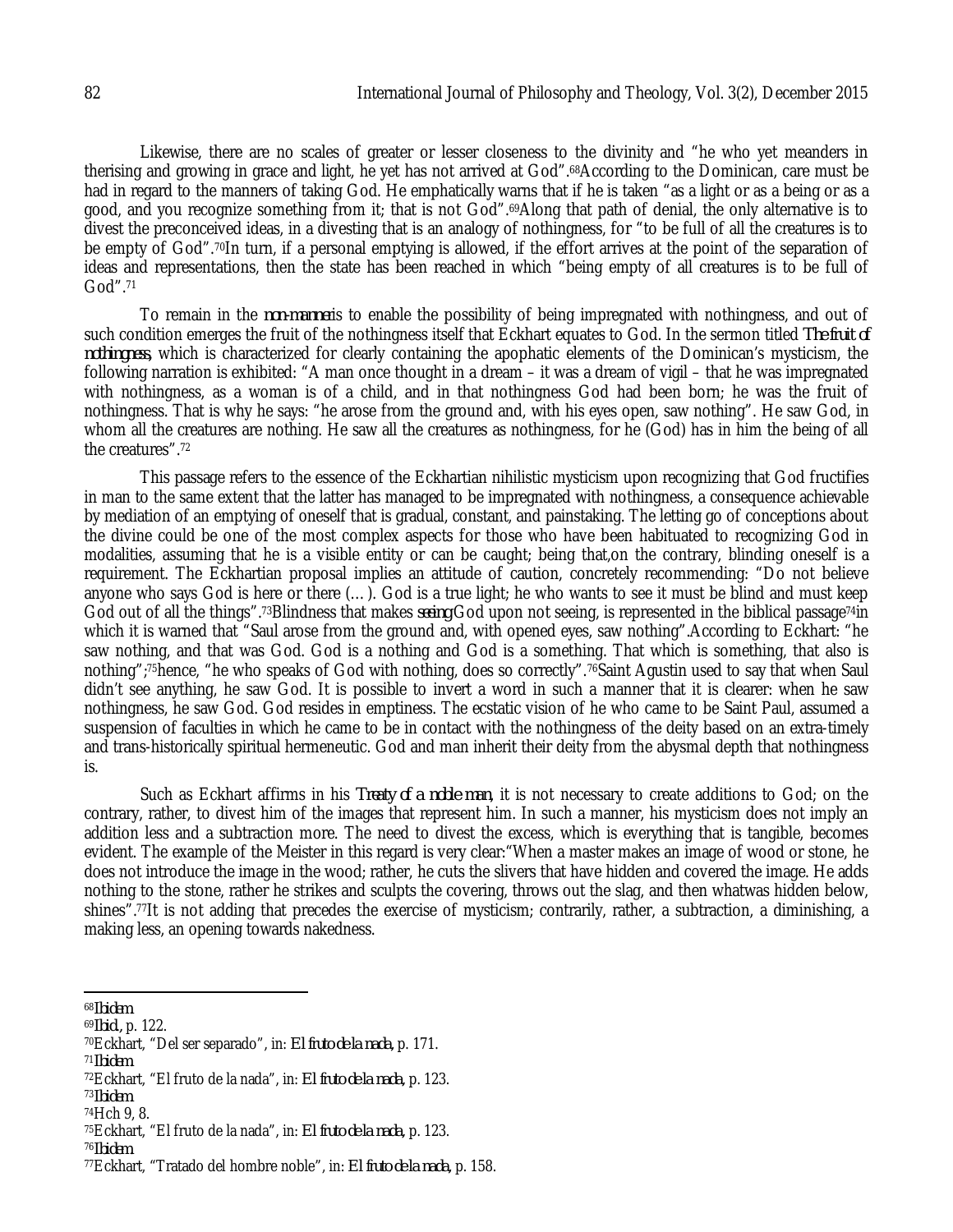Likewise, there are no scales of greater or lesser closeness to the divinity and "he who yet meanders in therising and growing in grace and light, he yet has not arrived at God".[68]According to the Dominican, care must be had in regard to the manners of taking God. He emphatically warns that if he is taken "as a light or as a being or as a good, and you recognize something from it; that is not God".[69]Along that path of denial, the only alternative is to divest the preconceived ideas, in a divesting that is an analogy of nothingness, for "to be full of all the creatures is to be empty of God".[70]In turn, if a personal emptying is allowed, if the effort arrives at the point of the separation of ideas and representations, then the state has been reached in which "being empty of all creatures is to be full of God".[71]

To remain in the *non-manner*is to enable the possibility of being impregnated with nothingness, and out of such condition emerges the fruit of the nothingness itself that Eckhart equates to God. In the sermon titled *The fruit of nothingness*, which is characterized for clearly containing the apophatic elements of the Dominican's mysticism, the following narration is exhibited: "A man once thought in a dream – it was a dream of vigil – that he was impregnated with nothingness, as a woman is of a child, and in that nothingness God had been born; he was the fruit of nothingness. That is why he says: "he arose from the ground and, with his eyes open, saw nothing". He saw God, in whom all the creatures are nothing. He saw all the creatures as nothingness, for he (God) has in him the being of all the creatures".[72]

This passage refers to the essence of the Eckhartian nihilistic mysticism upon recognizing that God fructifies in man to the same extent that the latter has managed to be impregnated with nothingness, a consequence achievable by mediation of an emptying of oneself that is gradual, constant, and painstaking. The letting go of conceptions about the divine could be one of the most complex aspects for those who have been habituated to recognizing God in modalities, assuming that he is a visible entity or can be caught; being that,on the contrary, blinding oneself is a requirement. The Eckhartian proposal implies an attitude of caution, concretely recommending: "Do not believe anyone who says God is here or there (…). God is a true light; he who wants to see it must be blind and must keep God out of all the things".[73]Blindness that makes *seeing* God upon not seeing, is represented in the biblical passage[74]in which it is warned that "Saul arose from the ground and, with opened eyes, saw nothing".According to Eckhart: "he saw nothing, and that was God. God is a nothing and God is a something. That which is something, that also is nothing";[75]hence, "he who speaks of God with nothing, does so correctly".[76]Saint Agustin used to say that when Saul didn't see anything, he saw God. It is possible to invert a word in such a manner that it is clearer: when he saw nothingness, he saw God. God resides in emptiness. The ecstatic vision of he who came to be Saint Paul, assumed a suspension of faculties in which he came to be in contact with the nothingness of the deity based on an extra-timely and trans-historically spiritual hermeneutic. God and man inherit their deity from the abysmal depth that nothingness is.

Such as Eckhart affirms in his *Treaty of a noble man*, it is not necessary to create additions to God; on the contrary, rather, to divest him of the images that represent him. In such a manner, his mysticism does not imply an addition less and a subtraction more. The need to divest the excess, which is everything that is tangible, becomes evident. The example of the Meister in this regard is very clear:"When a master makes an image of wood or stone, he does not introduce the image in the wood; rather, he cuts the slivers that have hidden and covered the image. He adds nothing to the stone, rather he strikes and sculpts the covering, throws out the slag, and then whatwas hidden below, shines".[77]It is not adding that precedes the exercise of mysticism; contrarily, rather, a subtraction, a diminishing, a making less, an opening towards nakedness.

---

[68]*Ibidem.*

[69]*Ibid.*, p. 122.

[70]Eckhart, "Del ser separado", in: *El fruto de la nada*, p. 171.

[71]*Ibidem.*

[72]Eckhart, "El fruto de la nada", in: *El fruto de la nada*, p. 123.

[73]*Ibidem.*

[74]Hch 9, 8.

[75]Eckhart, "El fruto de la nada", in: *El fruto de la nada*, p. 123.

[76]*Ibidem.*

[77]Eckhart, "Tratado del hombre noble", in: *El fruto de la nada*, p. 158.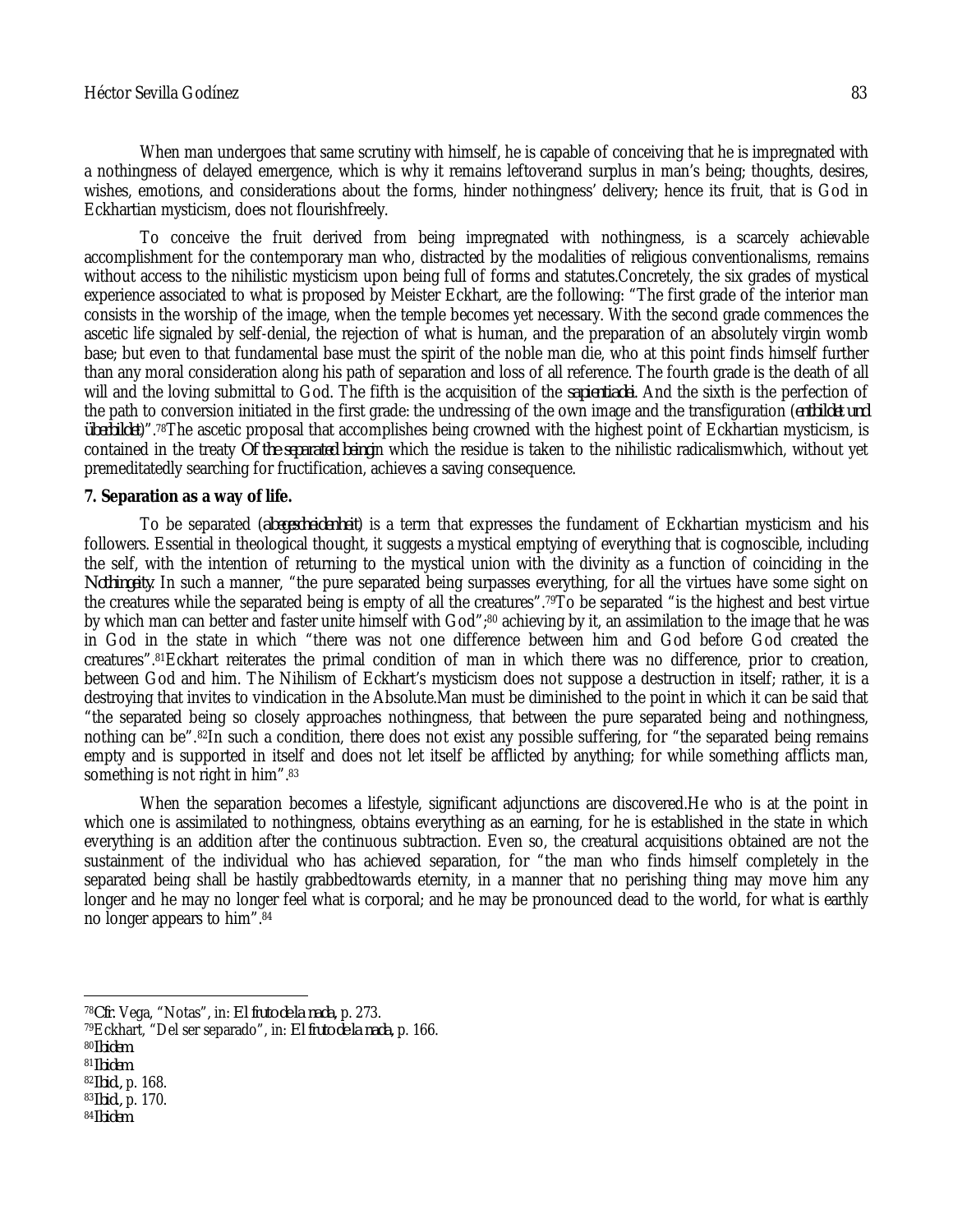When man undergoes that same scrutiny with himself, he is capable of conceiving that he is impregnated with a nothingness of delayed emergence, which is why it remains leftoverand surplus in man's being; thoughts, desires, wishes, emotions, and considerations about the forms, hinder nothingness' delivery; hence its fruit, that is God in Eckhartian mysticism, does not flourishfreely.

To conceive the fruit derived from being impregnated with nothingness, is a scarcely achievable accomplishment for the contemporary man who, distracted by the modalities of religious conventionalisms, remains without access to the nihilistic mysticism upon being full of forms and statutes.Concretely, the six grades of mystical experience associated to what is proposed by Meister Eckhart, are the following: "The first grade of the interior man consists in the worship of the image, when the temple becomes yet necessary. With the second grade commences the ascetic life signaled by self-denial, the rejection of what is human, and the preparation of an absolutely virgin womb base; but even to that fundamental base must the spirit of the noble man die, who at this point finds himself further than any moral consideration along his path of separation and loss of all reference. The fourth grade is the death of all will and the loving submittal to God. The fifth is the acquisition of the *sapientiadei*. And the sixth is the perfection of the path to conversion initiated in the first grade: the undressing of the own image and the transfiguration (*entbildet und überbildet*)".[78]The ascetic proposal that accomplishes being crowned with the highest point of Eckhartian mysticism, is contained in the treaty *Of the separated being*in which the residue is taken to the nihilistic radicalismwhich, without yet premeditatedly searching for fructification, achieves a saving consequence.

**7. Separation as a way of life.**

To be separated (*abegescheidenheit*) is a term that expresses the fundament of Eckhartian mysticism and his followers. Essential in theological thought, it suggests a mystical emptying of everything that is cognoscible, including the self, with the intention of returning to the mystical union with the divinity as a function of coinciding in the *Nothingity*. In such a manner, "the pure separated being surpasses everything, for all the virtues have some sight on the creatures while the separated being is empty of all the creatures".[79]To be separated "is the highest and best virtue by which man can better and faster unite himself with God";[80] achieving by it, an assimilation to the image that he was in God in the state in which "there was not one difference between him and God before God created the creatures".[81]Eckhart reiterates the primal condition of man in which there was no difference, prior to creation, between God and him. The Nihilism of Eckhart's mysticism does not suppose a destruction in itself; rather, it is a destroying that invites to vindication in the Absolute.Man must be diminished to the point in which it can be said that "the separated being so closely approaches nothingness, that between the pure separated being and nothingness, nothing can be".[82]In such a condition, there does not exist any possible suffering, for "the separated being remains empty and is supported in itself and does not let itself be afflicted by anything; for while something afflicts man, something is not right in him".[83]

When the separation becomes a lifestyle, significant adjunctions are discovered.He who is at the point in which one is assimilated to nothingness, obtains everything as an earning, for he is established in the state in which everything is an addition after the continuous subtraction. Even so, the creatural acquisitions obtained are not the sustainment of the individual who has achieved separation, for "the man who finds himself completely in the separated being shall be hastily grabbedtowards eternity, in a manner that no perishing thing may move him any longer and he may no longer feel what is corporal; and he may be pronounced dead to the world, for what is earthly no longer appears to him".[84]

---

[78]*Cfr.* Vega, "Notas", in: *El fruto de la nada*, p. 273.
[79]Eckhart, "Del ser separado", in: *El fruto de la nada*, p. 166.
[80]*Ibidem*.
[81]*Ibidem*.
[82]*Ibid.*, p. 168.
[83]*Ibid.*, p. 170.
[84]*Ibidem*.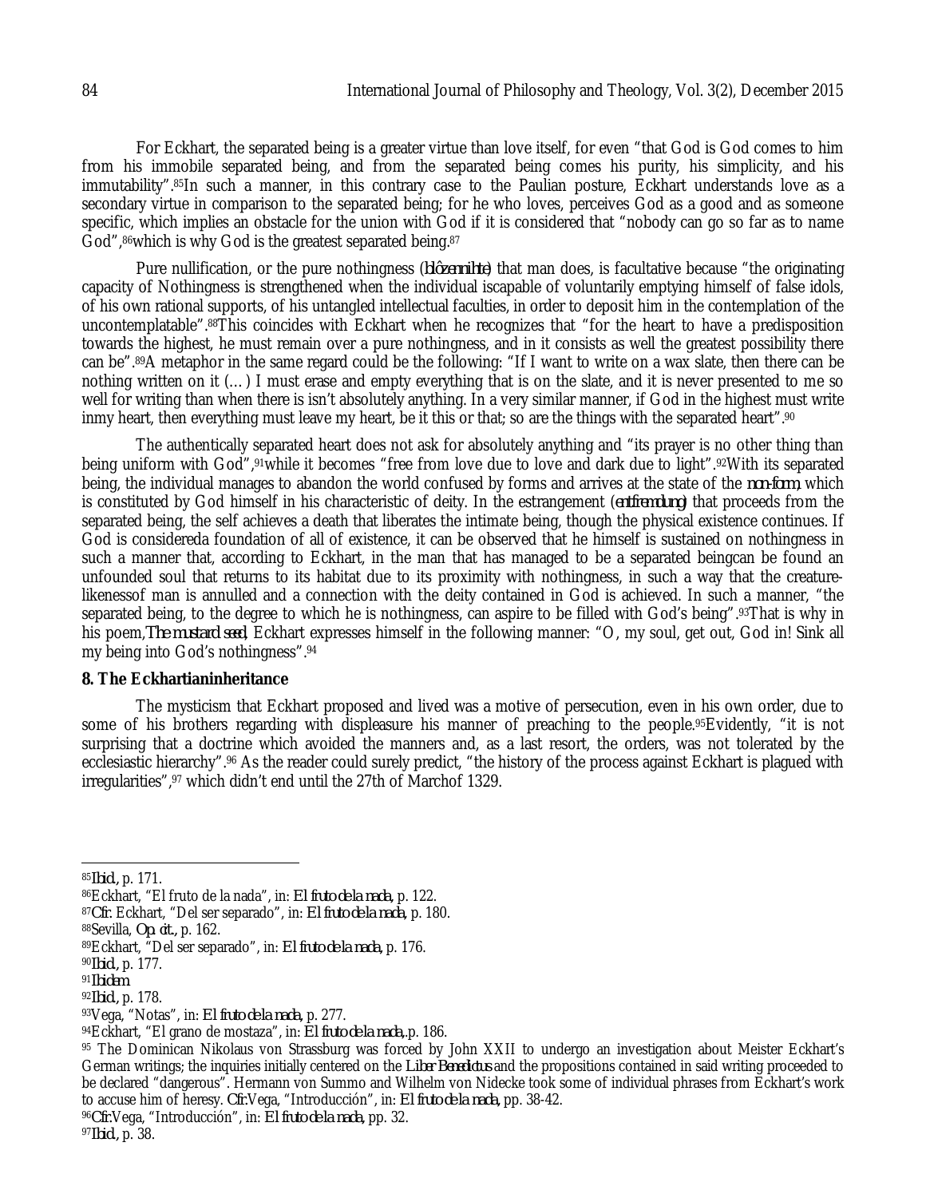For Eckhart, the separated being is a greater virtue than love itself, for even "that God is God comes to him from his immobile separated being, and from the separated being comes his purity, his simplicity, and his immutability".[85]In such a manner, in this contrary case to the Paulian posture, Eckhart understands love as a secondary virtue in comparison to the separated being; for he who loves, perceives God as a good and as someone specific, which implies an obstacle for the union with God if it is considered that "nobody can go so far as to name God",[86]which is why God is the greatest separated being.[87]

Pure nullification, or the pure nothingness (*blôzennihte*) that man does, is facultative because "the originating capacity of Nothingness is strengthened when the individual iscapable of voluntarily emptying himself of false idols, of his own rational supports, of his untangled intellectual faculties, in order to deposit him in the contemplation of the uncontemplatable".[88]This coincides with Eckhart when he recognizes that "for the heart to have a predisposition towards the highest, he must remain over a pure nothingness, and in it consists as well the greatest possibility there can be".[89]A metaphor in the same regard could be the following: "If I want to write on a wax slate, then there can be nothing written on it (…) I must erase and empty everything that is on the slate, and it is never presented to me so well for writing than when there is isn't absolutely anything. In a very similar manner, if God in the highest must write inmy heart, then everything must leave my heart, be it this or that; so are the things with the separated heart".[90]

The authentically separated heart does not ask for absolutely anything and "its prayer is no other thing than being uniform with God",[91]while it becomes "free from love due to love and dark due to light".[92]With its separated being, the individual manages to abandon the world confused by forms and arrives at the state of the *non-form*, which is constituted by God himself in his characteristic of deity. In the estrangement (*entfremdung*) that proceeds from the separated being, the self achieves a death that liberates the intimate being, though the physical existence continues. If God is considereda foundation of all of existence, it can be observed that he himself is sustained on nothingness in such a manner that, according to Eckhart, in the man that has managed to be a separated beingcan be found an unfounded soul that returns to its habitat due to its proximity with nothingness, in such a way that the creature-likenessof man is annulled and a connection with the deity contained in God is achieved. In such a manner, "the separated being, to the degree to which he is nothingness, can aspire to be filled with God's being".[93]That is why in his poem,*The mustard seed*, Eckhart expresses himself in the following manner: "O, my soul, get out, God in! Sink all my being into God's nothingness".[94]

## 8. The Eckhartianinheritance

The mysticism that Eckhart proposed and lived was a motive of persecution, even in his own order, due to some of his brothers regarding with displeasure his manner of preaching to the people.[95]Evidently, "it is not surprising that a doctrine which avoided the manners and, as a last resort, the orders, was not tolerated by the ecclesiastic hierarchy".[96] As the reader could surely predict, "the history of the process against Eckhart is plagued with irregularities",[97] which didn't end until the 27th of Marchof 1329.

---

[85]*Ibid.*, p. 171.

[86]Eckhart, "El fruto de la nada", in: *El fruto de la nada*, p. 122.

[87]*Cfr.* Eckhart, "Del ser separado", in: *El fruto de la nada*, p. 180.

[88]Sevilla, *Op. cit.*, p. 162.

[89]Eckhart, "Del ser separado", in: *El fruto de la nada*, p. 176.

[90]*Ibid.*, p. 177.

[91]*Ibidem.*

[92]*Ibid.*, p. 178.

[93]Vega, "Notas", in: *El fruto de la nada*, p. 277.

[94]Eckhart, "El grano de mostaza", in: *El fruto de la nada*,.p. 186.

[95] The Dominican Nikolaus von Strassburg was forced by John XXII to undergo an investigation about Meister Eckhart's German writings; the inquiries initially centered on the *Liber Benedictus* and the propositions contained in said writing proceeded to be declared "dangerous". Hermann von Summo and Wilhelm von Nidecke took some of individual phrases from Eckhart's work to accuse him of heresy. *Cfr.*Vega, "Introducción", in: *El fruto de la nada*, pp. 38-42.

[96]*Cfr.*Vega, "Introducción", in: *El fruto de la nada*, pp. 32.

[97]*Ibid.*, p. 38.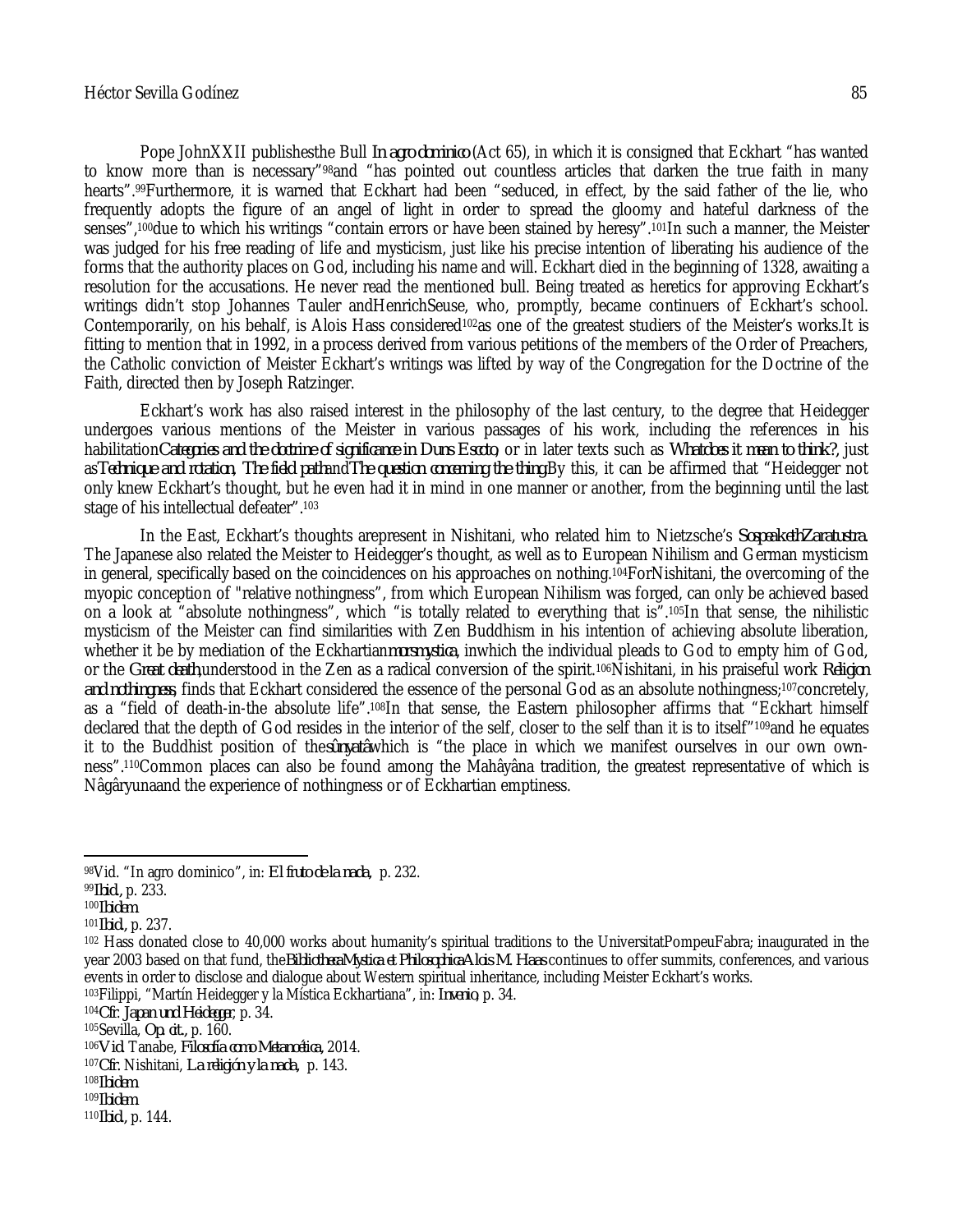Pope JohnXXII publishesthe Bull *In agro dominico* (Act 65), in which it is consigned that Eckhart "has wanted to know more than is necessary"[98] and "has pointed out countless articles that darken the true faith in many hearts".[99] Furthermore, it is warned that Eckhart had been "seduced, in effect, by the said father of the lie, who frequently adopts the figure of an angel of light in order to spread the gloomy and hateful darkness of the senses",[100] due to which his writings "contain errors or have been stained by heresy".[101] In such a manner, the Meister was judged for his free reading of life and mysticism, just like his precise intention of liberating his audience of the forms that the authority places on God, including his name and will. Eckhart died in the beginning of 1328, awaiting a resolution for the accusations. He never read the mentioned bull. Being treated as heretics for approving Eckhart's writings didn't stop Johannes Tauler andHenrichSeuse, who, promptly, became continuers of Eckhart's school. Contemporarily, on his behalf, is Alois Hass considered[102] as one of the greatest studiers of the Meister's works.It is fitting to mention that in 1992, in a process derived from various petitions of the members of the Order of Preachers, the Catholic conviction of Meister Eckhart's writings was lifted by way of the Congregation for the Doctrine of the Faith, directed then by Joseph Ratzinger.

Eckhart's work has also raised interest in the philosophy of the last century, to the degree that Heidegger undergoes various mentions of the Meister in various passages of his work, including the references in his habilitation*Categories and the doctrine of significance in Duns Escoto*, or in later texts such as *What does it mean to think?*, just as*Technique and rotation*, *The field paths*and*The question concerning the thing*.By this, it can be affirmed that "Heidegger not only knew Eckhart's thought, but he even had it in mind in one manner or another, from the beginning until the last stage of his intellectual defeater".[103]

In the East, Eckhart's thoughts arepresent in Nishitani, who related him to Nietzsche's *So speaketh Zaratustra*. The Japanese also related the Meister to Heidegger's thought, as well as to European Nihilism and German mysticism in general, specifically based on the coincidences on his approaches on nothing.[104] ForNishitani, the overcoming of the myopic conception of "relative nothingness", from which European Nihilism was forged, can only be achieved based on a look at "absolute nothingness", which "is totally related to everything that is".[105] In that sense, the nihilistic mysticism of the Meister can find similarities with Zen Buddhism in his intention of achieving absolute liberation, whether it be by mediation of the Eckhartian*mors mystica*, inwhich the individual pleads to God to empty him of God, or the *Great death*,understood in the Zen as a radical conversion of the spirit.[106] Nishitani, in his praiseful work *Religion and nothingness*, finds that Eckhart considered the essence of the personal God as an absolute nothingness;[107] concretely, as a "field of death-in-the absolute life".[108] In that sense, the Eastern philosopher affirms that "Eckhart himself declared that the depth of God resides in the interior of the self, closer to the self than it is to itself"[109] and he equates it to the Buddhist position of the*sûnyatâ*which is "the place in which we manifest ourselves in our own own-ness".[110] Common places can also be found among the Mahâyâna tradition, the greatest representative of which is Nâgâryunaand the experience of nothingness or of Eckhartian emptiness.

---

[98] Vid. "In agro dominico", in: *El fruto de la nada*, p. 232.

[99] *Ibid.*, p. 233.

[100] *Ibidem.*

[101] *Ibid.*, p. 237.

[102] Hass donated close to 40,000 works about humanity's spiritual traditions to the UniversitatPompeuFabra; inaugurated in the year 2003 based on that fund, the*Bibliotheca Mystica et Philosophica Alois M. Haas* continues to offer summits, conferences, and various events in order to disclose and dialogue about Western spiritual inheritance, including Meister Eckhart's works.

[103] Filippi, "Martín Heidegger y la Mística Eckhartiana", in: *Invenio*, p. 34.

[104] *Cfr. Japan und Heidegger*, p. 34.

[105] Sevilla, *Op. cit.*, p. 160.

[106] *Vid.* Tanabe, *Filosofía como Metanoética*, 2014.

[107] *Cfr.* Nishitani, *La religión y la nada*, p. 143.

[108] *Ibidem.*

[109] *Ibidem.*

[110] *Ibid.*, p. 144.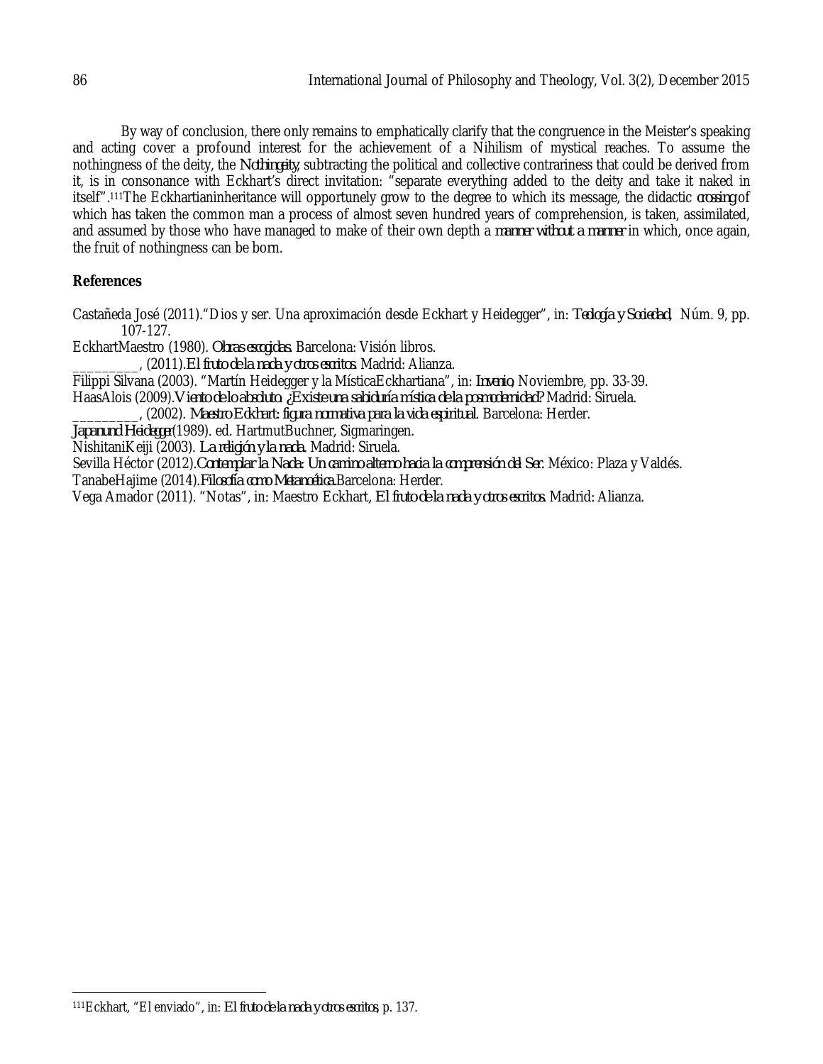By way of conclusion, there only remains to emphatically clarify that the congruence in the Meister's speaking and acting cover a profound interest for the achievement of a Nihilism of mystical reaches. To assume the nothingness of the deity, the *Nothingeity*, subtracting the political and collective contrariness that could be derived from it, is in consonance with Eckhart's direct invitation: "separate everything added to the deity and take it naked in itself".[111] The Eckhartianinheritance will opportunely grow to the degree to which its message, the didactic *crossing* of which has taken the common man a process of almost seven hundred years of comprehension, is taken, assimilated, and assumed by those who have managed to make of their own depth a *manner without a manner* in which, once again, the fruit of nothingness can be born.

## References

Castañeda José (2011)."Dios y ser. Una aproximación desde Eckhart y Heidegger", in: *Teología y Sociedad*, Núm. 9, pp. 107-127.

EckhartMaestro (1980). *Obras escogidas*. Barcelona: Visión libros.

_________, (2011).*El fruto de la nada y otros escritos*. Madrid: Alianza.

Filippi Silvana (2003). "Martín Heidegger y la MísticaEckhartiana", in: *Invenio*, Noviembre, pp. 33-39.

HaasAlois (2009).*Viento de lo absoluto. ¿Existe una sabiduría mística de la posmodernidad?* Madrid: Siruela.

_________, (2002). *Maestro Eckhart: figura normativa para la vida espiritual*. Barcelona: Herder.

*Japanund Heidegger*(1989). ed. HartmutBuchner, Sigmaringen.

NishitaniKeiji (2003). *La religión y la nada*. Madrid: Siruela.

Sevilla Héctor (2012).*Contemplar la Nada: Un camino alterno hacia la comprensión del Ser*. México: Plaza y Valdés.

TanabeHajime (2014).*Filosofía como Metanoética*.Barcelona: Herder.

Vega Amador (2011). "Notas", in: Maestro Eckhart, *El fruto de la nada y otros escritos*. Madrid: Alianza.

---

[111] Eckhart, "El enviado", in: *El fruto de la nada y otros escritos*, p. 137.